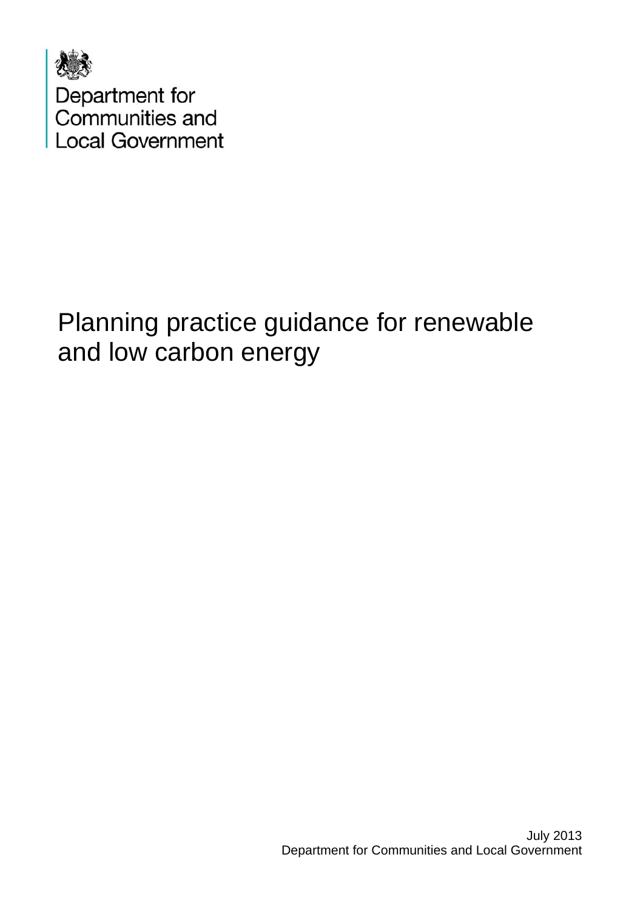Department for
Communities and
Local Government

# Planning practice guidance for renewable and low carbon energy

July 2013
Department for Communities and Local Government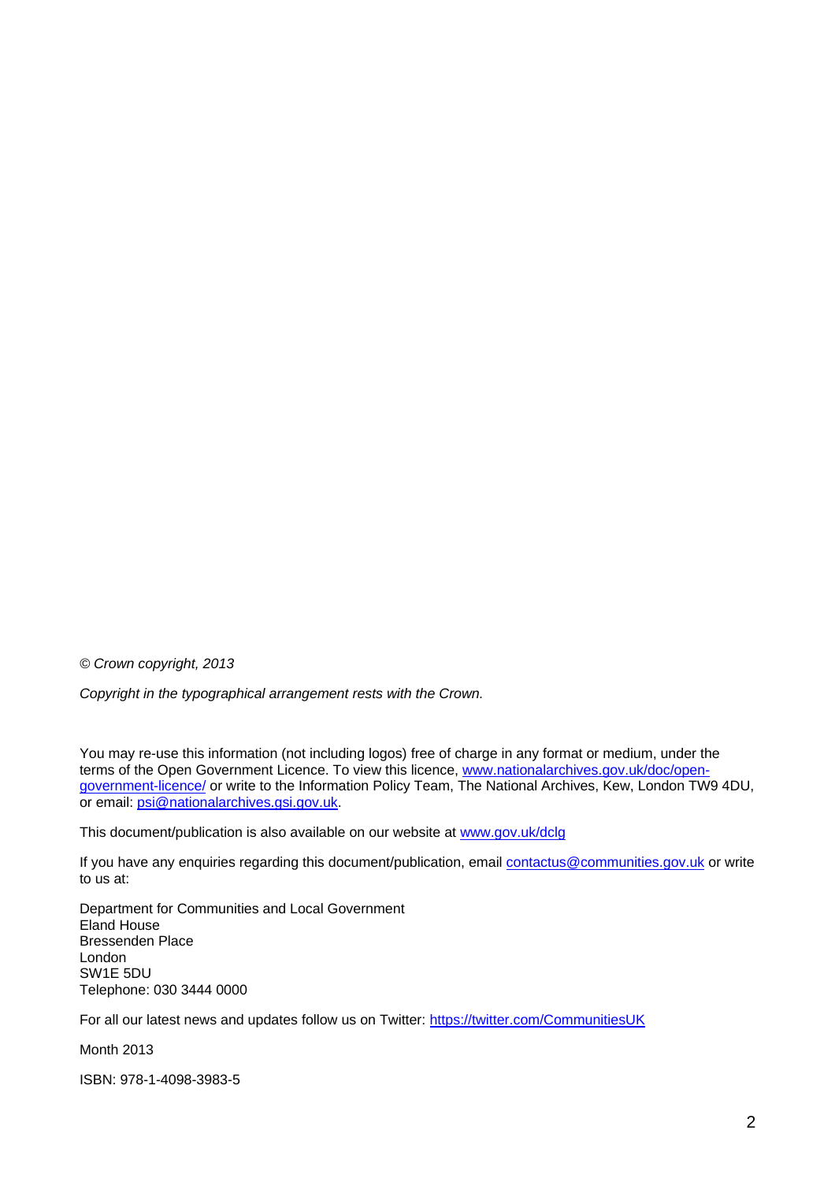*© Crown copyright, 2013*

*Copyright in the typographical arrangement rests with the Crown.*

You may re-use this information (not including logos) free of charge in any format or medium, under the terms of the Open Government Licence. To view this licence, www.nationalarchives.gov.uk/doc/open-government-licence/ or write to the Information Policy Team, The National Archives, Kew, London TW9 4DU, or email: psi@nationalarchives.gsi.gov.uk.

This document/publication is also available on our website at www.gov.uk/dclg

If you have any enquiries regarding this document/publication, email contactus@communities.gov.uk or write to us at:

Department for Communities and Local Government
Eland House
Bressenden Place
London
SW1E 5DU
Telephone: 030 3444 0000

For all our latest news and updates follow us on Twitter: https://twitter.com/CommunitiesUK

Month 2013

ISBN: 978-1-4098-3983-5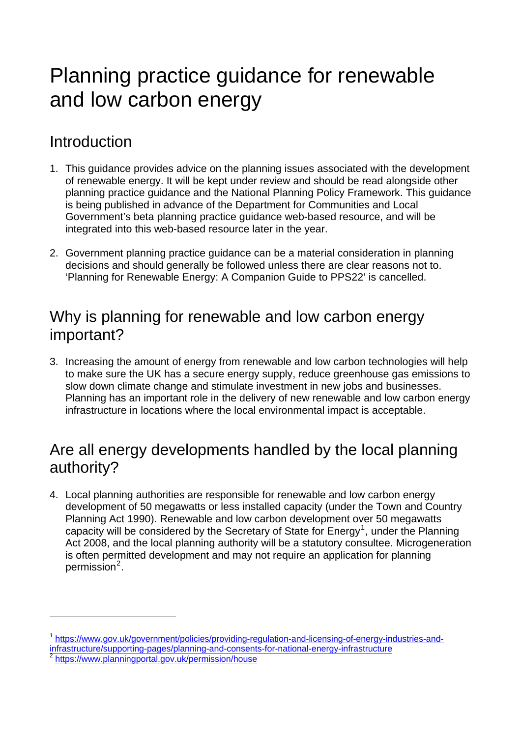# Planning practice guidance for renewable and low carbon energy

## Introduction

1. This guidance provides advice on the planning issues associated with the development of renewable energy. It will be kept under review and should be read alongside other planning practice guidance and the National Planning Policy Framework. This guidance is being published in advance of the Department for Communities and Local Government's beta planning practice guidance web-based resource, and will be integrated into this web-based resource later in the year.

2. Government planning practice guidance can be a material consideration in planning decisions and should generally be followed unless there are clear reasons not to. 'Planning for Renewable Energy: A Companion Guide to PPS22' is cancelled.

## Why is planning for renewable and low carbon energy important?

3. Increasing the amount of energy from renewable and low carbon technologies will help to make sure the UK has a secure energy supply, reduce greenhouse gas emissions to slow down climate change and stimulate investment in new jobs and businesses. Planning has an important role in the delivery of new renewable and low carbon energy infrastructure in locations where the local environmental impact is acceptable.

## Are all energy developments handled by the local planning authority?

4. Local planning authorities are responsible for renewable and low carbon energy development of 50 megawatts or less installed capacity (under the Town and Country Planning Act 1990). Renewable and low carbon development over 50 megawatts capacity will be considered by the Secretary of State for Energy[1], under the Planning Act 2008, and the local planning authority will be a statutory consultee. Microgeneration is often permitted development and may not require an application for planning permission[2].

---

[1] https://www.gov.uk/government/policies/providing-regulation-and-licensing-of-energy-industries-and-infrastructure/supporting-pages/planning-and-consents-for-national-energy-infrastructure

[2] https://www.planningportal.gov.uk/permission/house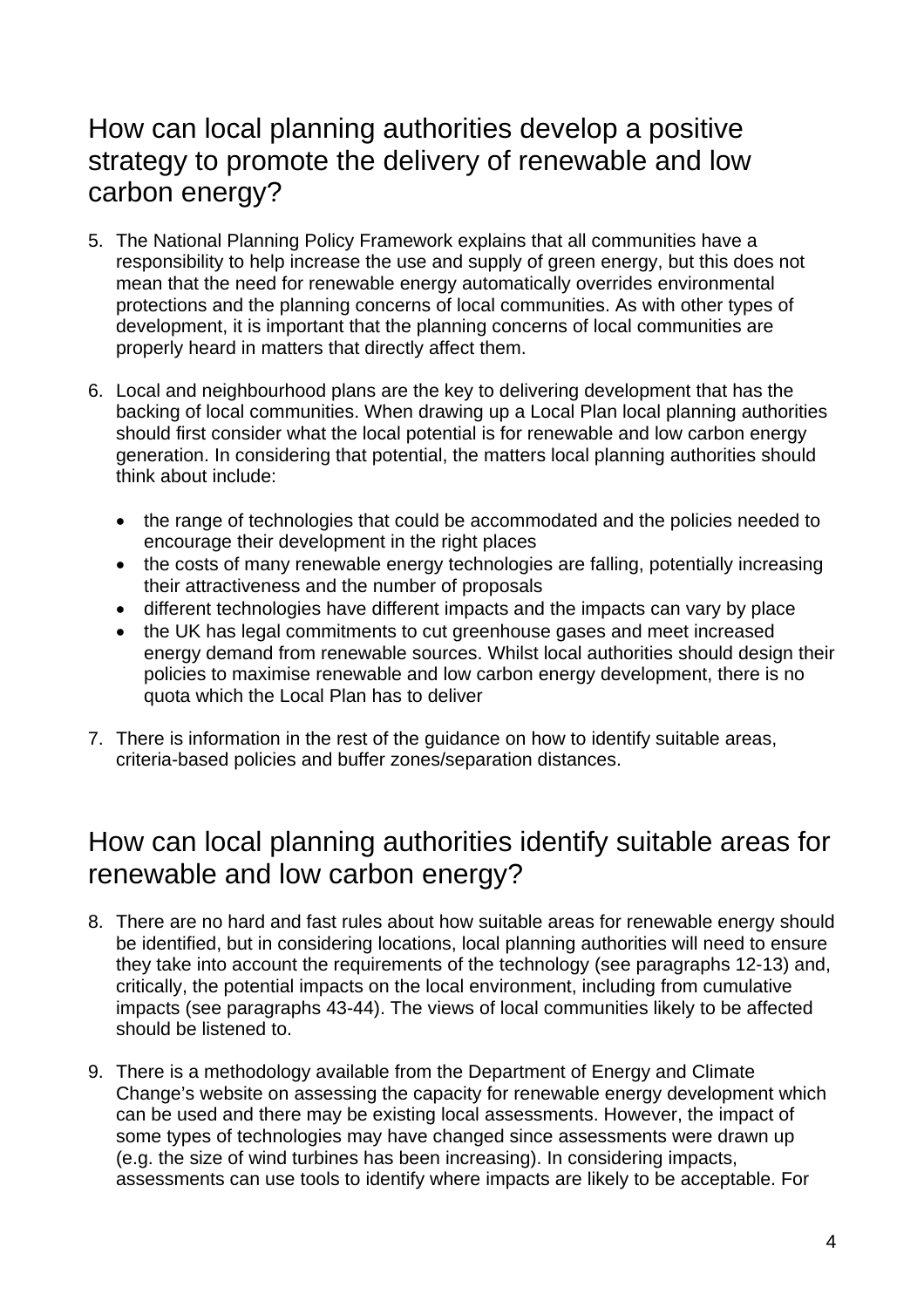## How can local planning authorities develop a positive strategy to promote the delivery of renewable and low carbon energy?

5. The National Planning Policy Framework explains that all communities have a responsibility to help increase the use and supply of green energy, but this does not mean that the need for renewable energy automatically overrides environmental protections and the planning concerns of local communities. As with other types of development, it is important that the planning concerns of local communities are properly heard in matters that directly affect them.

6. Local and neighbourhood plans are the key to delivering development that has the backing of local communities. When drawing up a Local Plan local planning authorities should first consider what the local potential is for renewable and low carbon energy generation. In considering that potential, the matters local planning authorities should think about include:

   - the range of technologies that could be accommodated and the policies needed to encourage their development in the right places
   - the costs of many renewable energy technologies are falling, potentially increasing their attractiveness and the number of proposals
   - different technologies have different impacts and the impacts can vary by place
   - the UK has legal commitments to cut greenhouse gases and meet increased energy demand from renewable sources. Whilst local authorities should design their policies to maximise renewable and low carbon energy development, there is no quota which the Local Plan has to deliver

7. There is information in the rest of the guidance on how to identify suitable areas, criteria-based policies and buffer zones/separation distances.

## How can local planning authorities identify suitable areas for renewable and low carbon energy?

8. There are no hard and fast rules about how suitable areas for renewable energy should be identified, but in considering locations, local planning authorities will need to ensure they take into account the requirements of the technology (see paragraphs 12-13) and, critically, the potential impacts on the local environment, including from cumulative impacts (see paragraphs 43-44). The views of local communities likely to be affected should be listened to.

9. There is a methodology available from the Department of Energy and Climate Change's website on assessing the capacity for renewable energy development which can be used and there may be existing local assessments. However, the impact of some types of technologies may have changed since assessments were drawn up (e.g. the size of wind turbines has been increasing). In considering impacts, assessments can use tools to identify where impacts are likely to be acceptable. For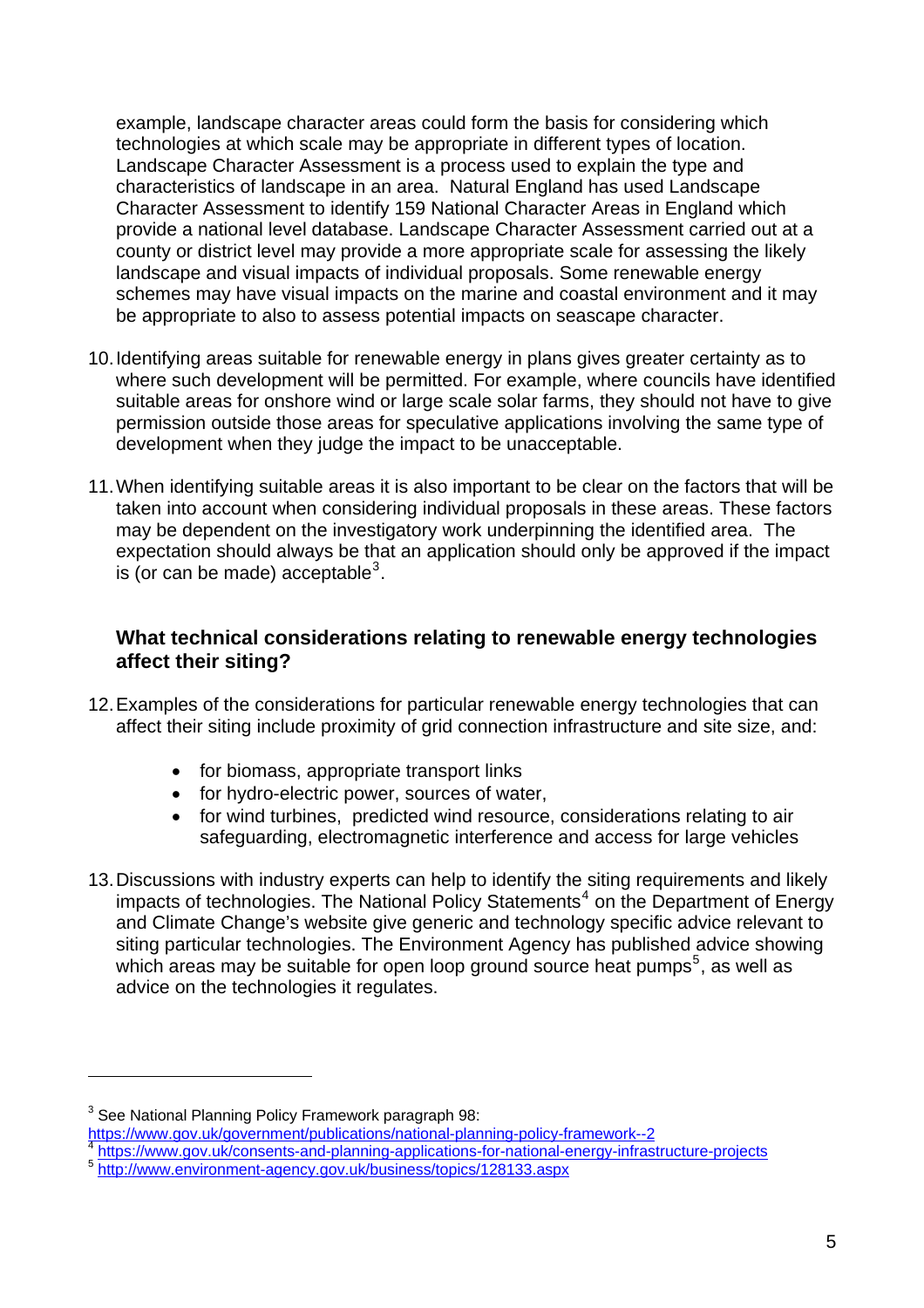example, landscape character areas could form the basis for considering which technologies at which scale may be appropriate in different types of location. Landscape Character Assessment is a process used to explain the type and characteristics of landscape in an area. Natural England has used Landscape Character Assessment to identify 159 National Character Areas in England which provide a national level database. Landscape Character Assessment carried out at a county or district level may provide a more appropriate scale for assessing the likely landscape and visual impacts of individual proposals. Some renewable energy schemes may have visual impacts on the marine and coastal environment and it may be appropriate to also to assess potential impacts on seascape character.

10. Identifying areas suitable for renewable energy in plans gives greater certainty as to where such development will be permitted. For example, where councils have identified suitable areas for onshore wind or large scale solar farms, they should not have to give permission outside those areas for speculative applications involving the same type of development when they judge the impact to be unacceptable.

11. When identifying suitable areas it is also important to be clear on the factors that will be taken into account when considering individual proposals in these areas. These factors may be dependent on the investigatory work underpinning the identified area. The expectation should always be that an application should only be approved if the impact is (or can be made) acceptable[3].

### What technical considerations relating to renewable energy technologies affect their siting?

12. Examples of the considerations for particular renewable energy technologies that can affect their siting include proximity of grid connection infrastructure and site size, and:

    - for biomass, appropriate transport links
    - for hydro-electric power, sources of water,
    - for wind turbines, predicted wind resource, considerations relating to air safeguarding, electromagnetic interference and access for large vehicles

13. Discussions with industry experts can help to identify the siting requirements and likely impacts of technologies. The National Policy Statements[4] on the Department of Energy and Climate Change's website give generic and technology specific advice relevant to siting particular technologies. The Environment Agency has published advice showing which areas may be suitable for open loop ground source heat pumps[5], as well as advice on the technologies it regulates.

---

[3] See National Planning Policy Framework paragraph 98: https://www.gov.uk/government/publications/national-planning-policy-framework--2

[4] https://www.gov.uk/consents-and-planning-applications-for-national-energy-infrastructure-projects

[5] http://www.environment-agency.gov.uk/business/topics/128133.aspx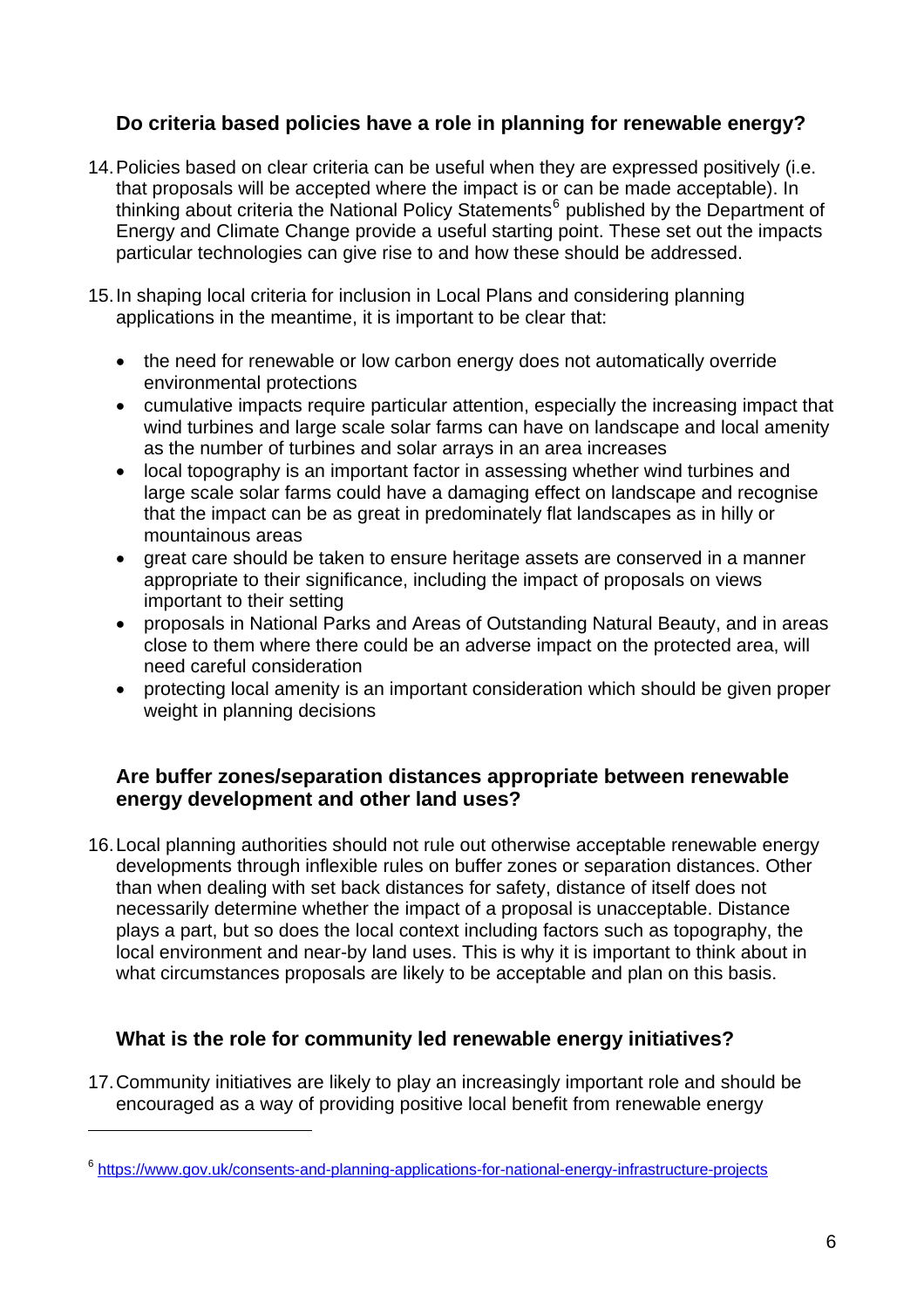### Do criteria based policies have a role in planning for renewable energy?

14. Policies based on clear criteria can be useful when they are expressed positively (i.e. that proposals will be accepted where the impact is or can be made acceptable). In thinking about criteria the National Policy Statements[6] published by the Department of Energy and Climate Change provide a useful starting point. These set out the impacts particular technologies can give rise to and how these should be addressed.

15. In shaping local criteria for inclusion in Local Plans and considering planning applications in the meantime, it is important to be clear that:

    - the need for renewable or low carbon energy does not automatically override environmental protections
    - cumulative impacts require particular attention, especially the increasing impact that wind turbines and large scale solar farms can have on landscape and local amenity as the number of turbines and solar arrays in an area increases
    - local topography is an important factor in assessing whether wind turbines and large scale solar farms could have a damaging effect on landscape and recognise that the impact can be as great in predominately flat landscapes as in hilly or mountainous areas
    - great care should be taken to ensure heritage assets are conserved in a manner appropriate to their significance, including the impact of proposals on views important to their setting
    - proposals in National Parks and Areas of Outstanding Natural Beauty, and in areas close to them where there could be an adverse impact on the protected area, will need careful consideration
    - protecting local amenity is an important consideration which should be given proper weight in planning decisions

### Are buffer zones/separation distances appropriate between renewable energy development and other land uses?

16. Local planning authorities should not rule out otherwise acceptable renewable energy developments through inflexible rules on buffer zones or separation distances. Other than when dealing with set back distances for safety, distance of itself does not necessarily determine whether the impact of a proposal is unacceptable. Distance plays a part, but so does the local context including factors such as topography, the local environment and near-by land uses. This is why it is important to think about in what circumstances proposals are likely to be acceptable and plan on this basis.

### What is the role for community led renewable energy initiatives?

17. Community initiatives are likely to play an increasingly important role and should be encouraged as a way of providing positive local benefit from renewable energy

---

[6] https://www.gov.uk/consents-and-planning-applications-for-national-energy-infrastructure-projects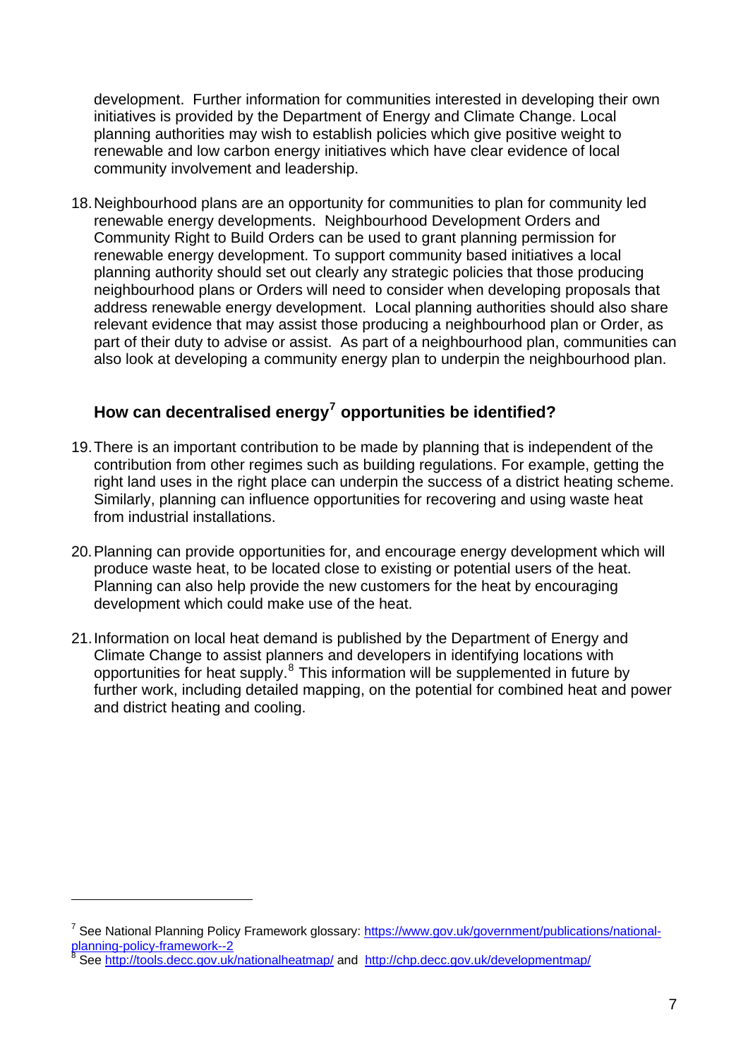development. Further information for communities interested in developing their own initiatives is provided by the Department of Energy and Climate Change. Local planning authorities may wish to establish policies which give positive weight to renewable and low carbon energy initiatives which have clear evidence of local community involvement and leadership.

18. Neighbourhood plans are an opportunity for communities to plan for community led renewable energy developments. Neighbourhood Development Orders and Community Right to Build Orders can be used to grant planning permission for renewable energy development. To support community based initiatives a local planning authority should set out clearly any strategic policies that those producing neighbourhood plans or Orders will need to consider when developing proposals that address renewable energy development. Local planning authorities should also share relevant evidence that may assist those producing a neighbourhood plan or Order, as part of their duty to advise or assist. As part of a neighbourhood plan, communities can also look at developing a community energy plan to underpin the neighbourhood plan.

## How can decentralised energy[7] opportunities be identified?

19. There is an important contribution to be made by planning that is independent of the contribution from other regimes such as building regulations. For example, getting the right land uses in the right place can underpin the success of a district heating scheme. Similarly, planning can influence opportunities for recovering and using waste heat from industrial installations.

20. Planning can provide opportunities for, and encourage energy development which will produce waste heat, to be located close to existing or potential users of the heat. Planning can also help provide the new customers for the heat by encouraging development which could make use of the heat.

21. Information on local heat demand is published by the Department of Energy and Climate Change to assist planners and developers in identifying locations with opportunities for heat supply.[8] This information will be supplemented in future by further work, including detailed mapping, on the potential for combined heat and power and district heating and cooling.

---

[7] See National Planning Policy Framework glossary: https://www.gov.uk/government/publications/national-planning-policy-framework--2

[8] See http://tools.decc.gov.uk/nationalheatmap/ and http://chp.decc.gov.uk/developmentmap/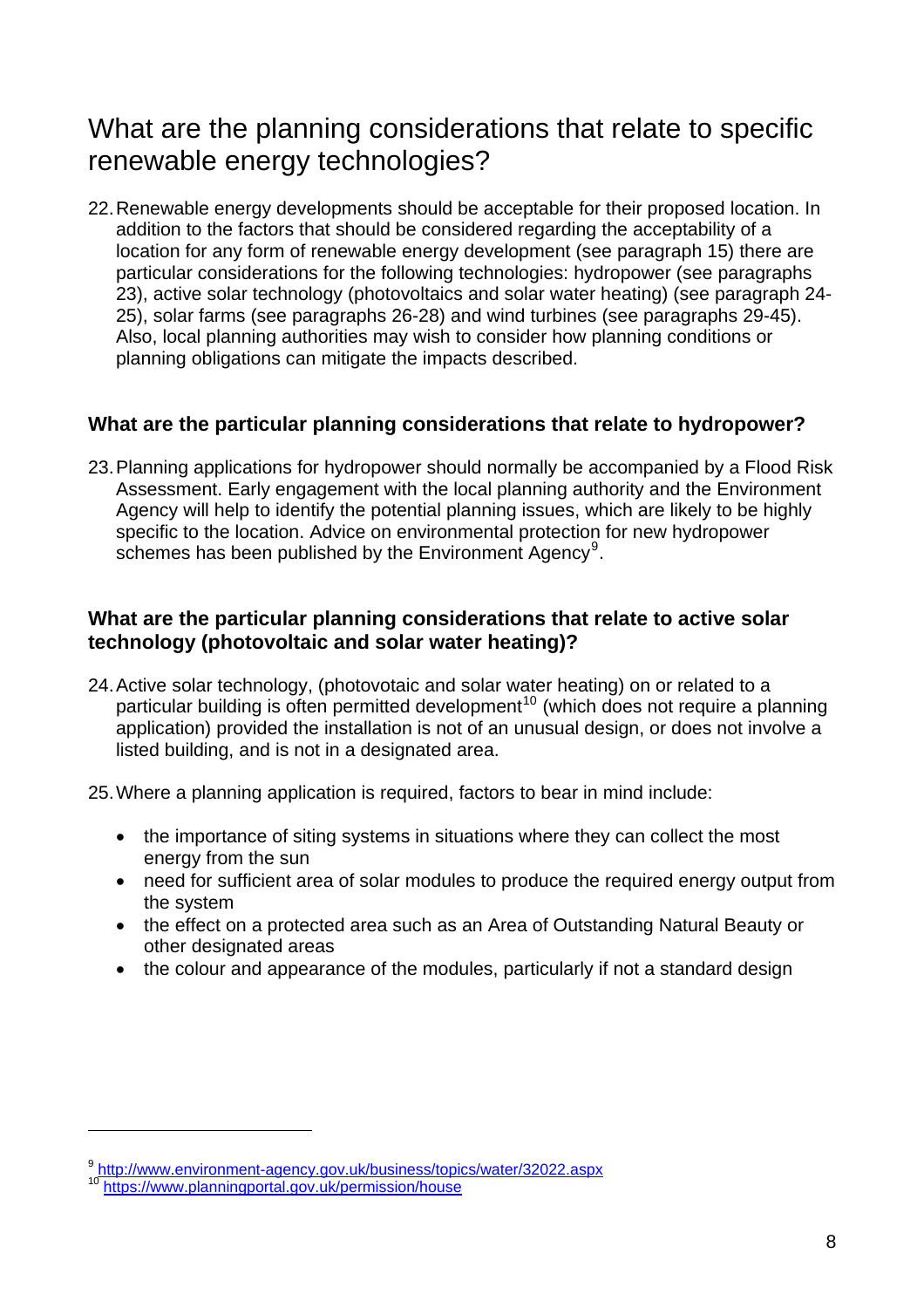## What are the planning considerations that relate to specific renewable energy technologies?

22. Renewable energy developments should be acceptable for their proposed location. In addition to the factors that should be considered regarding the acceptability of a location for any form of renewable energy development (see paragraph 15) there are particular considerations for the following technologies: hydropower (see paragraphs 23), active solar technology (photovoltaics and solar water heating) (see paragraph 24-25), solar farms (see paragraphs 26-28) and wind turbines (see paragraphs 29-45). Also, local planning authorities may wish to consider how planning conditions or planning obligations can mitigate the impacts described.

### What are the particular planning considerations that relate to hydropower?

23. Planning applications for hydropower should normally be accompanied by a Flood Risk Assessment. Early engagement with the local planning authority and the Environment Agency will help to identify the potential planning issues, which are likely to be highly specific to the location. Advice on environmental protection for new hydropower schemes has been published by the Environment Agency[9].

### What are the particular planning considerations that relate to active solar technology (photovoltaic and solar water heating)?

24. Active solar technology, (photovotaic and solar water heating) on or related to a particular building is often permitted development[10] (which does not require a planning application) provided the installation is not of an unusual design, or does not involve a listed building, and is not in a designated area.

25. Where a planning application is required, factors to bear in mind include:

- the importance of siting systems in situations where they can collect the most energy from the sun
- need for sufficient area of solar modules to produce the required energy output from the system
- the effect on a protected area such as an Area of Outstanding Natural Beauty or other designated areas
- the colour and appearance of the modules, particularly if not a standard design

---

[9] http://www.environment-agency.gov.uk/business/topics/water/32022.aspx

[10] https://www.planningportal.gov.uk/permission/house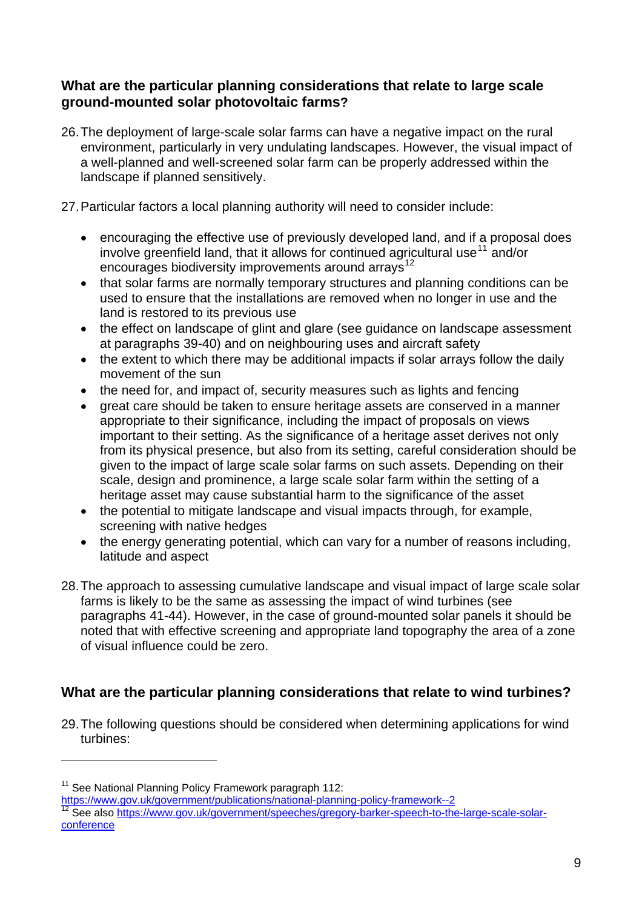## What are the particular planning considerations that relate to large scale ground-mounted solar photovoltaic farms?

26. The deployment of large-scale solar farms can have a negative impact on the rural environment, particularly in very undulating landscapes. However, the visual impact of a well-planned and well-screened solar farm can be properly addressed within the landscape if planned sensitively.

27. Particular factors a local planning authority will need to consider include:

   - encouraging the effective use of previously developed land, and if a proposal does involve greenfield land, that it allows for continued agricultural use[11] and/or encourages biodiversity improvements around arrays[12]
   - that solar farms are normally temporary structures and planning conditions can be used to ensure that the installations are removed when no longer in use and the land is restored to its previous use
   - the effect on landscape of glint and glare (see guidance on landscape assessment at paragraphs 39-40) and on neighbouring uses and aircraft safety
   - the extent to which there may be additional impacts if solar arrays follow the daily movement of the sun
   - the need for, and impact of, security measures such as lights and fencing
   - great care should be taken to ensure heritage assets are conserved in a manner appropriate to their significance, including the impact of proposals on views important to their setting. As the significance of a heritage asset derives not only from its physical presence, but also from its setting, careful consideration should be given to the impact of large scale solar farms on such assets. Depending on their scale, design and prominence, a large scale solar farm within the setting of a heritage asset may cause substantial harm to the significance of the asset
   - the potential to mitigate landscape and visual impacts through, for example, screening with native hedges
   - the energy generating potential, which can vary for a number of reasons including, latitude and aspect

28. The approach to assessing cumulative landscape and visual impact of large scale solar farms is likely to be the same as assessing the impact of wind turbines (see paragraphs 41-44). However, in the case of ground-mounted solar panels it should be noted that with effective screening and appropriate land topography the area of a zone of visual influence could be zero.

## What are the particular planning considerations that relate to wind turbines?

29. The following questions should be considered when determining applications for wind turbines:

---

[11] See National Planning Policy Framework paragraph 112: https://www.gov.uk/government/publications/national-planning-policy-framework--2

[12] See also https://www.gov.uk/government/speeches/gregory-barker-speech-to-the-large-scale-solar-conference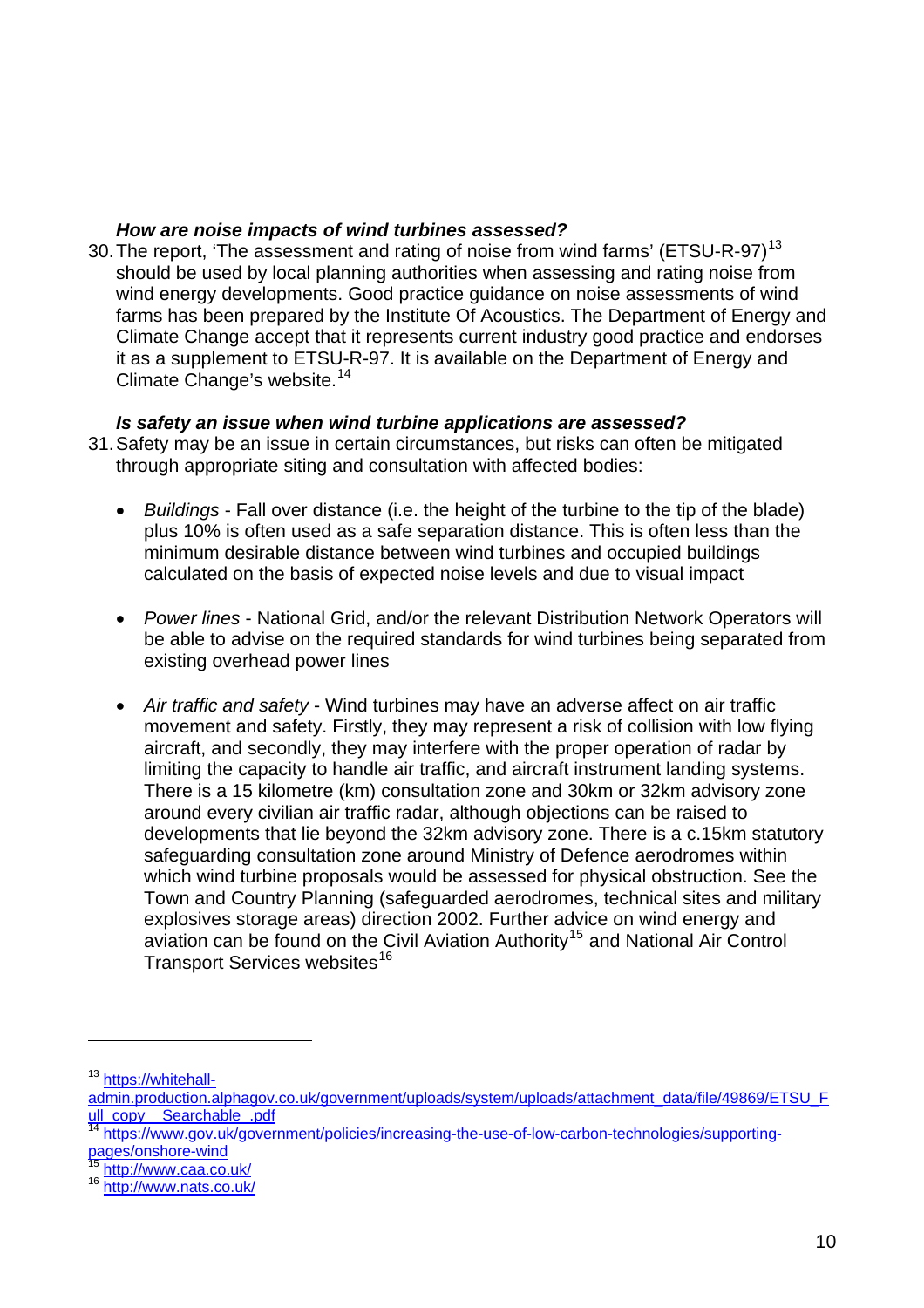***How are noise impacts of wind turbines assessed?***

30. The report, 'The assessment and rating of noise from wind farms' (ETSU-R-97)[13] should be used by local planning authorities when assessing and rating noise from wind energy developments. Good practice guidance on noise assessments of wind farms has been prepared by the Institute Of Acoustics. The Department of Energy and Climate Change accept that it represents current industry good practice and endorses it as a supplement to ETSU-R-97. It is available on the Department of Energy and Climate Change's website.[14]

***Is safety an issue when wind turbine applications are assessed?***

31. Safety may be an issue in certain circumstances, but risks can often be mitigated through appropriate siting and consultation with affected bodies:

   - *Buildings* - Fall over distance (i.e. the height of the turbine to the tip of the blade) plus 10% is often used as a safe separation distance. This is often less than the minimum desirable distance between wind turbines and occupied buildings calculated on the basis of expected noise levels and due to visual impact

   - *Power lines* - National Grid, and/or the relevant Distribution Network Operators will be able to advise on the required standards for wind turbines being separated from existing overhead power lines

   - *Air traffic and safety* - Wind turbines may have an adverse affect on air traffic movement and safety. Firstly, they may represent a risk of collision with low flying aircraft, and secondly, they may interfere with the proper operation of radar by limiting the capacity to handle air traffic, and aircraft instrument landing systems. There is a 15 kilometre (km) consultation zone and 30km or 32km advisory zone around every civilian air traffic radar, although objections can be raised to developments that lie beyond the 32km advisory zone. There is a c.15km statutory safeguarding consultation zone around Ministry of Defence aerodromes within which wind turbine proposals would be assessed for physical obstruction. See the Town and Country Planning (safeguarded aerodromes, technical sites and military explosives storage areas) direction 2002. Further advice on wind energy and aviation can be found on the Civil Aviation Authority[15] and National Air Control Transport Services websites[16]

---

[13] https://whitehall-admin.production.alphagov.co.uk/government/uploads/system/uploads/attachment_data/file/49869/ETSU_Full_copy__Searchable_.pdf

[14] https://www.gov.uk/government/policies/increasing-the-use-of-low-carbon-technologies/supporting-pages/onshore-wind

[15] http://www.caa.co.uk/

[16] http://www.nats.co.uk/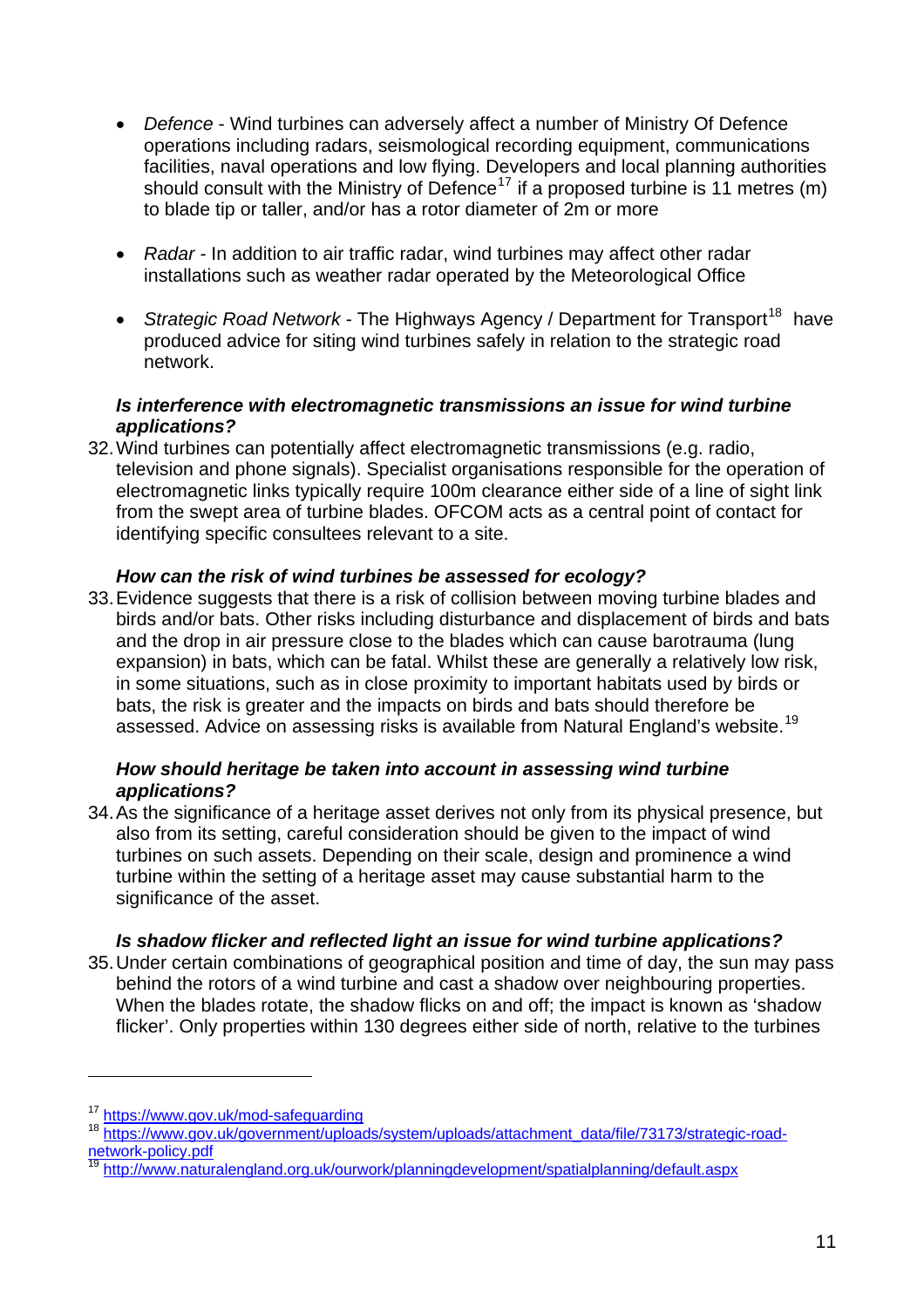- *Defence* - Wind turbines can adversely affect a number of Ministry Of Defence operations including radars, seismological recording equipment, communications facilities, naval operations and low flying. Developers and local planning authorities should consult with the Ministry of Defence[17] if a proposed turbine is 11 metres (m) to blade tip or taller, and/or has a rotor diameter of 2m or more

- *Radar* - In addition to air traffic radar, wind turbines may affect other radar installations such as weather radar operated by the Meteorological Office

- *Strategic Road Network* - The Highways Agency / Department for Transport[18] have produced advice for siting wind turbines safely in relation to the strategic road network.

***Is interference with electromagnetic transmissions an issue for wind turbine applications?***

32. Wind turbines can potentially affect electromagnetic transmissions (e.g. radio, television and phone signals). Specialist organisations responsible for the operation of electromagnetic links typically require 100m clearance either side of a line of sight link from the swept area of turbine blades. OFCOM acts as a central point of contact for identifying specific consultees relevant to a site.

***How can the risk of wind turbines be assessed for ecology?***

33. Evidence suggests that there is a risk of collision between moving turbine blades and birds and/or bats. Other risks including disturbance and displacement of birds and bats and the drop in air pressure close to the blades which can cause barotrauma (lung expansion) in bats, which can be fatal. Whilst these are generally a relatively low risk, in some situations, such as in close proximity to important habitats used by birds or bats, the risk is greater and the impacts on birds and bats should therefore be assessed. Advice on assessing risks is available from Natural England's website.[19]

***How should heritage be taken into account in assessing wind turbine applications?***

34. As the significance of a heritage asset derives not only from its physical presence, but also from its setting, careful consideration should be given to the impact of wind turbines on such assets. Depending on their scale, design and prominence a wind turbine within the setting of a heritage asset may cause substantial harm to the significance of the asset.

***Is shadow flicker and reflected light an issue for wind turbine applications?***

35. Under certain combinations of geographical position and time of day, the sun may pass behind the rotors of a wind turbine and cast a shadow over neighbouring properties. When the blades rotate, the shadow flicks on and off; the impact is known as 'shadow flicker'. Only properties within 130 degrees either side of north, relative to the turbines

---

[17] https://www.gov.uk/mod-safeguarding

[18] https://www.gov.uk/government/uploads/system/uploads/attachment_data/file/73173/strategic-road-network-policy.pdf

[19] http://www.naturalengland.org.uk/ourwork/planningdevelopment/spatialplanning/default.aspx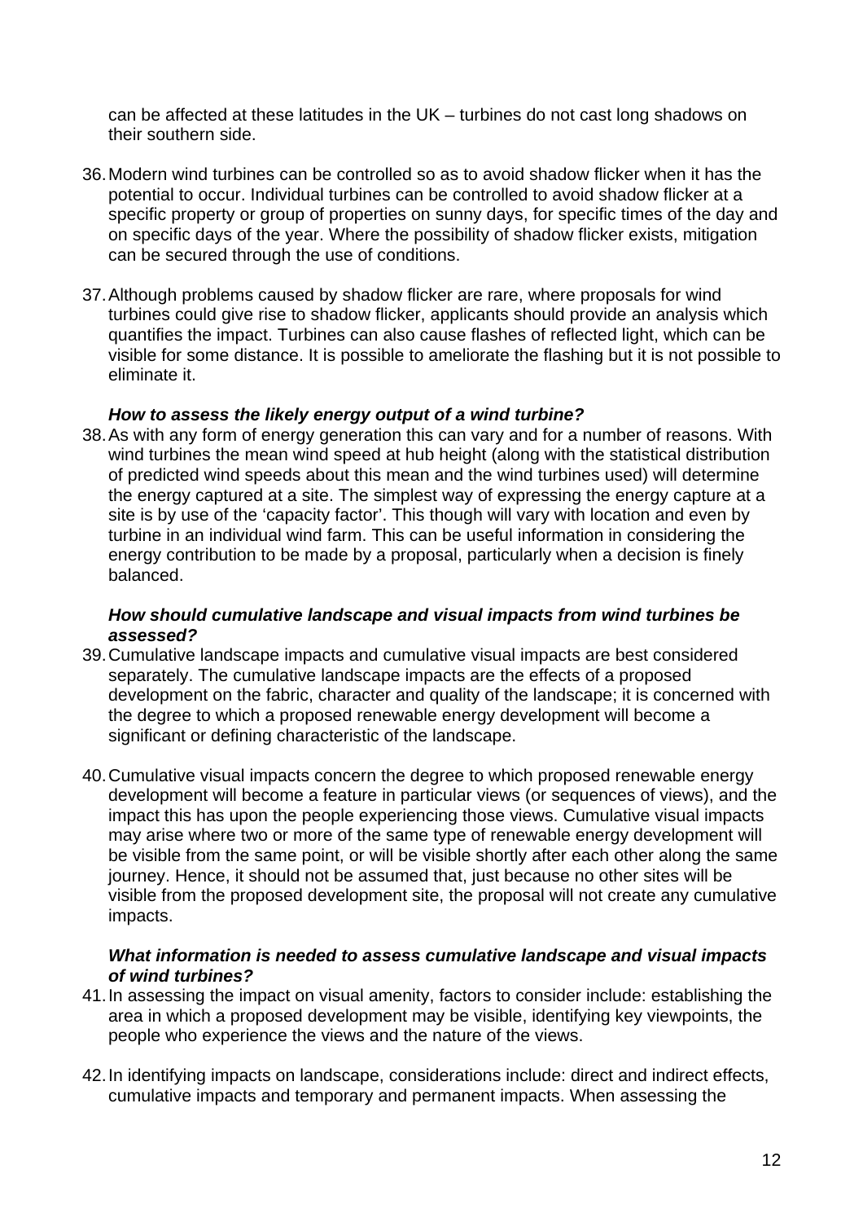can be affected at these latitudes in the UK – turbines do not cast long shadows on their southern side.

36. Modern wind turbines can be controlled so as to avoid shadow flicker when it has the potential to occur. Individual turbines can be controlled to avoid shadow flicker at a specific property or group of properties on sunny days, for specific times of the day and on specific days of the year. Where the possibility of shadow flicker exists, mitigation can be secured through the use of conditions.

37. Although problems caused by shadow flicker are rare, where proposals for wind turbines could give rise to shadow flicker, applicants should provide an analysis which quantifies the impact. Turbines can also cause flashes of reflected light, which can be visible for some distance. It is possible to ameliorate the flashing but it is not possible to eliminate it.

***How to assess the likely energy output of a wind turbine?***

38. As with any form of energy generation this can vary and for a number of reasons. With wind turbines the mean wind speed at hub height (along with the statistical distribution of predicted wind speeds about this mean and the wind turbines used) will determine the energy captured at a site. The simplest way of expressing the energy capture at a site is by use of the 'capacity factor'. This though will vary with location and even by turbine in an individual wind farm. This can be useful information in considering the energy contribution to be made by a proposal, particularly when a decision is finely balanced.

***How should cumulative landscape and visual impacts from wind turbines be assessed?***

39. Cumulative landscape impacts and cumulative visual impacts are best considered separately. The cumulative landscape impacts are the effects of a proposed development on the fabric, character and quality of the landscape; it is concerned with the degree to which a proposed renewable energy development will become a significant or defining characteristic of the landscape.

40. Cumulative visual impacts concern the degree to which proposed renewable energy development will become a feature in particular views (or sequences of views), and the impact this has upon the people experiencing those views. Cumulative visual impacts may arise where two or more of the same type of renewable energy development will be visible from the same point, or will be visible shortly after each other along the same journey. Hence, it should not be assumed that, just because no other sites will be visible from the proposed development site, the proposal will not create any cumulative impacts.

***What information is needed to assess cumulative landscape and visual impacts of wind turbines?***

41. In assessing the impact on visual amenity, factors to consider include: establishing the area in which a proposed development may be visible, identifying key viewpoints, the people who experience the views and the nature of the views.

42. In identifying impacts on landscape, considerations include: direct and indirect effects, cumulative impacts and temporary and permanent impacts. When assessing the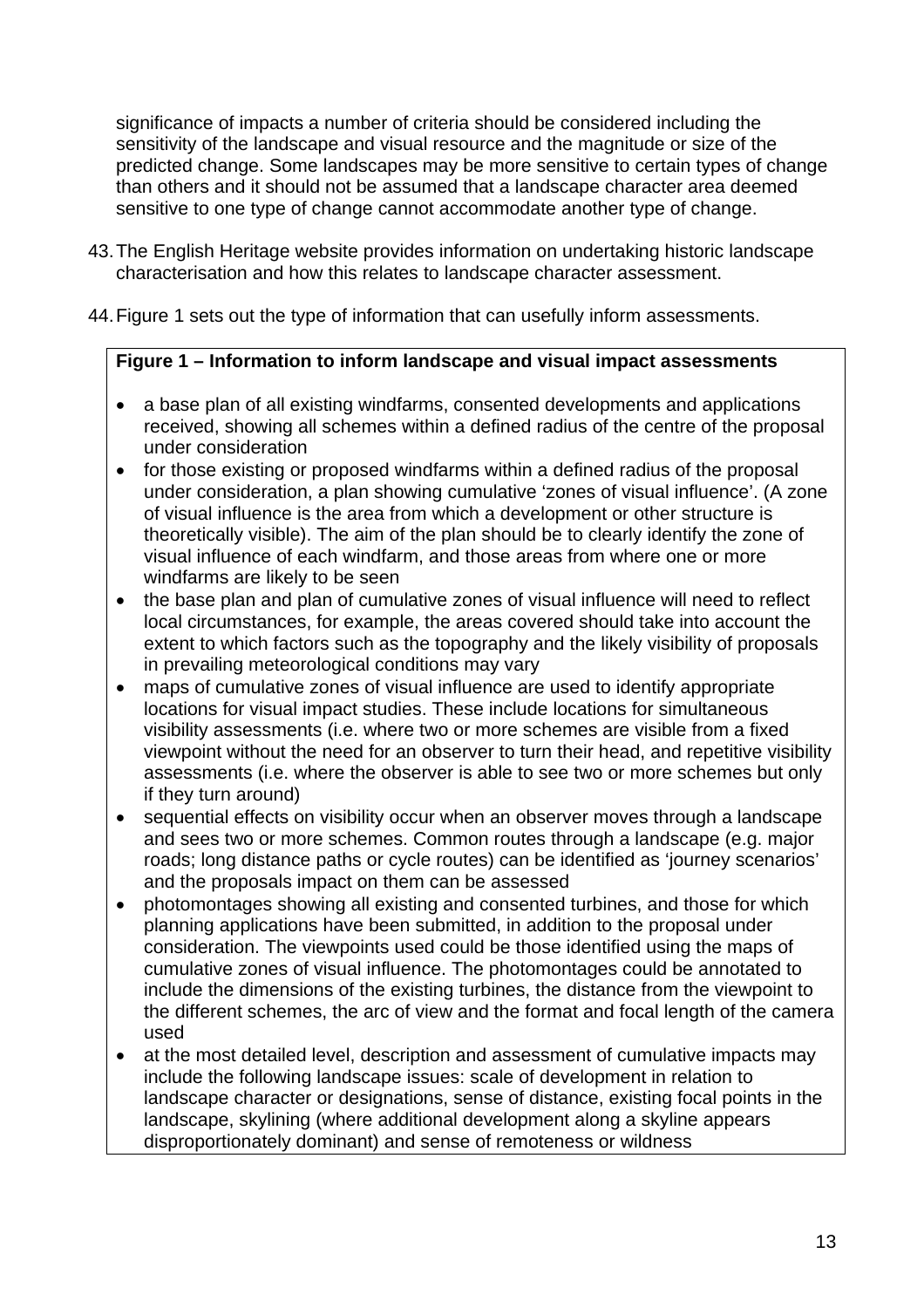significance of impacts a number of criteria should be considered including the sensitivity of the landscape and visual resource and the magnitude or size of the predicted change. Some landscapes may be more sensitive to certain types of change than others and it should not be assumed that a landscape character area deemed sensitive to one type of change cannot accommodate another type of change.

43. The English Heritage website provides information on undertaking historic landscape characterisation and how this relates to landscape character assessment.

44. Figure 1 sets out the type of information that can usefully inform assessments.

**Figure 1 – Information to inform landscape and visual impact assessments**

- a base plan of all existing windfarms, consented developments and applications received, showing all schemes within a defined radius of the centre of the proposal under consideration
- for those existing or proposed windfarms within a defined radius of the proposal under consideration, a plan showing cumulative 'zones of visual influence'. (A zone of visual influence is the area from which a development or other structure is theoretically visible). The aim of the plan should be to clearly identify the zone of visual influence of each windfarm, and those areas from where one or more windfarms are likely to be seen
- the base plan and plan of cumulative zones of visual influence will need to reflect local circumstances, for example, the areas covered should take into account the extent to which factors such as the topography and the likely visibility of proposals in prevailing meteorological conditions may vary
- maps of cumulative zones of visual influence are used to identify appropriate locations for visual impact studies. These include locations for simultaneous visibility assessments (i.e. where two or more schemes are visible from a fixed viewpoint without the need for an observer to turn their head, and repetitive visibility assessments (i.e. where the observer is able to see two or more schemes but only if they turn around)
- sequential effects on visibility occur when an observer moves through a landscape and sees two or more schemes. Common routes through a landscape (e.g. major roads; long distance paths or cycle routes) can be identified as 'journey scenarios' and the proposals impact on them can be assessed
- photomontages showing all existing and consented turbines, and those for which planning applications have been submitted, in addition to the proposal under consideration. The viewpoints used could be those identified using the maps of cumulative zones of visual influence. The photomontages could be annotated to include the dimensions of the existing turbines, the distance from the viewpoint to the different schemes, the arc of view and the format and focal length of the camera used
- at the most detailed level, description and assessment of cumulative impacts may include the following landscape issues: scale of development in relation to landscape character or designations, sense of distance, existing focal points in the landscape, skylining (where additional development along a skyline appears disproportionately dominant) and sense of remoteness or wildness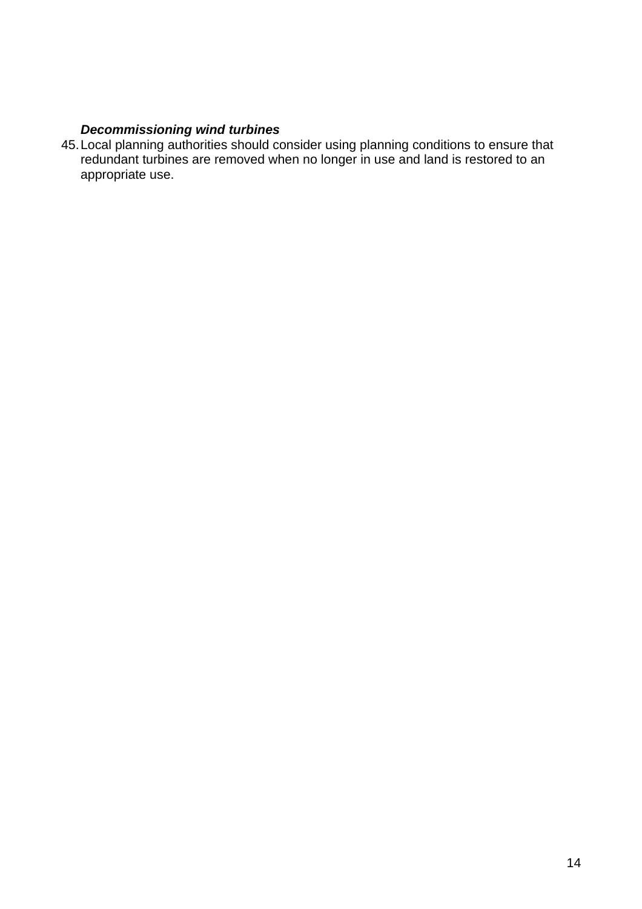***Decommissioning wind turbines***

45. Local planning authorities should consider using planning conditions to ensure that redundant turbines are removed when no longer in use and land is restored to an appropriate use.